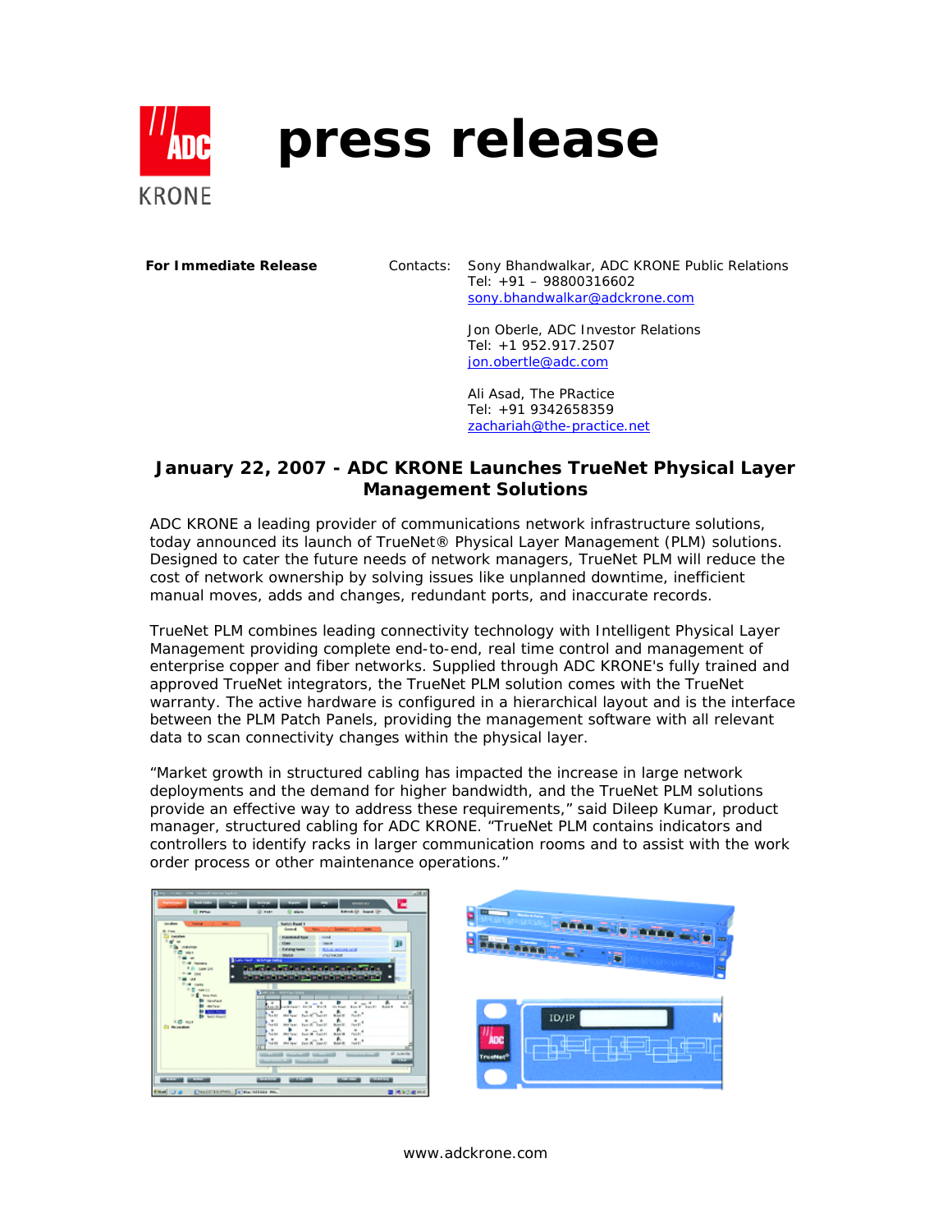# press release

**For Immediate Release**

Contacts: Sony Bhandwalkar, ADC KRONE Public Relations
Tel: +91 – 98800316602
sony.bhandwalkar@adckrone.com

Jon Oberle, ADC Investor Relations
Tel: +1 952.917.2507
jon.obertle@adc.com

Ali Asad, The PRactice
Tel: +91 9342658359
zachariah@the-practice.net

## January 22, 2007 - ADC KRONE Launches TrueNet Physical Layer Management Solutions

ADC KRONE a leading provider of communications network infrastructure solutions, today announced its launch of TrueNet® Physical Layer Management (PLM) solutions. Designed to cater the future needs of network managers, TrueNet PLM will reduce the cost of network ownership by solving issues like unplanned downtime, inefficient manual moves, adds and changes, redundant ports, and inaccurate records.

TrueNet PLM combines leading connectivity technology with Intelligent Physical Layer Management providing complete end-to-end, real time control and management of enterprise copper and fiber networks. Supplied through ADC KRONE's fully trained and approved TrueNet integrators, the TrueNet PLM solution comes with the TrueNet warranty. The active hardware is configured in a hierarchical layout and is the interface between the PLM Patch Panels, providing the management software with all relevant data to scan connectivity changes within the physical layer.

"Market growth in structured cabling has impacted the increase in large network deployments and the demand for higher bandwidth, and the TrueNet PLM solutions provide an effective way to address these requirements," said Dileep Kumar, product manager, structured cabling for ADC KRONE. "TrueNet PLM contains indicators and controllers to identify racks in larger communication rooms and to assist with the work order process or other maintenance operations."

www.adckrone.com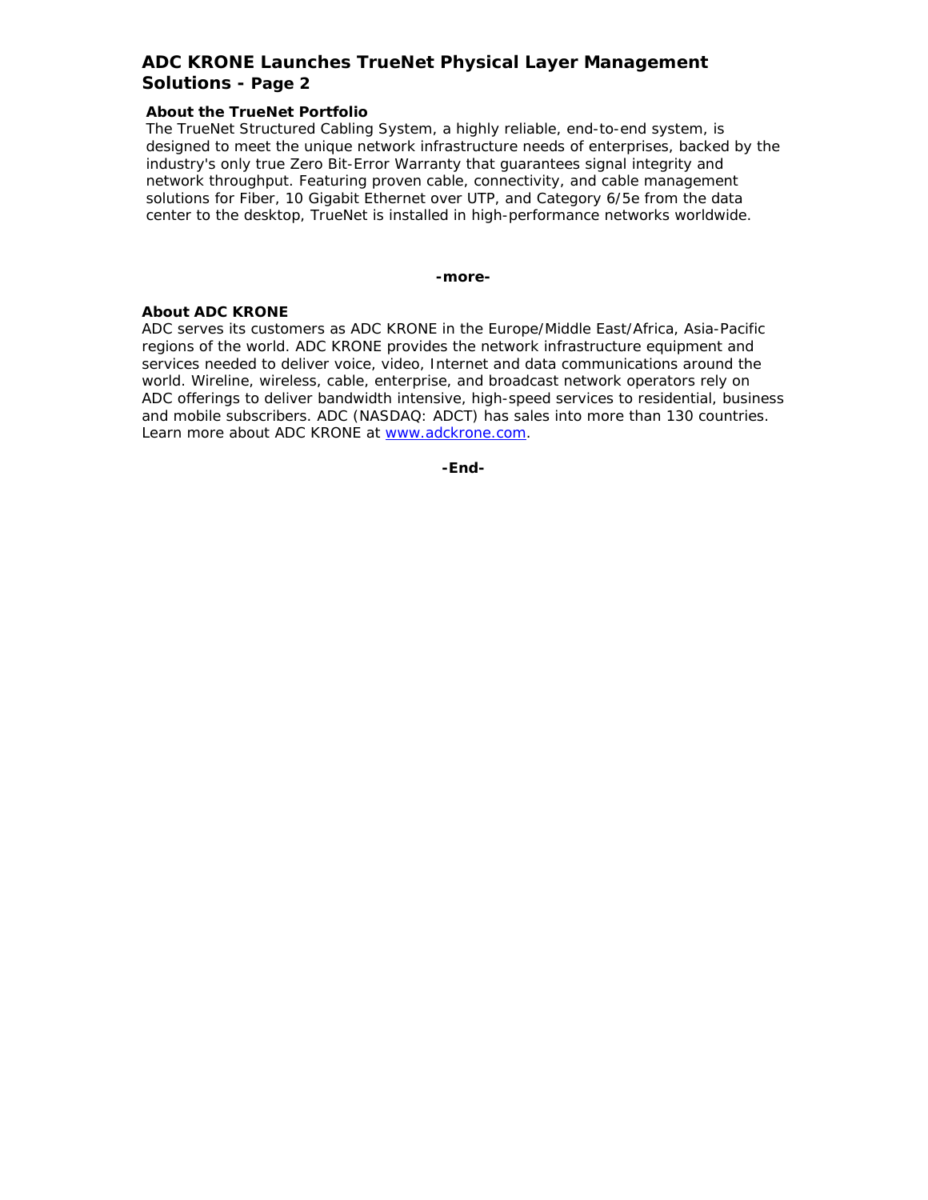## About the TrueNet Portfolio

The TrueNet Structured Cabling System, a highly reliable, end-to-end system, is designed to meet the unique network infrastructure needs of enterprises, backed by the industry's only true Zero Bit-Error Warranty that guarantees signal integrity and network throughput. Featuring proven cable, connectivity, and cable management solutions for Fiber, 10 Gigabit Ethernet over UTP, and Category 6/5e from the data center to the desktop, TrueNet is installed in high-performance networks worldwide.

**-more-**

## About ADC KRONE

ADC serves its customers as ADC KRONE in the Europe/Middle East/Africa, Asia-Pacific regions of the world. ADC KRONE provides the network infrastructure equipment and services needed to deliver voice, video, Internet and data communications around the world. Wireline, wireless, cable, enterprise, and broadcast network operators rely on ADC offerings to deliver bandwidth intensive, high-speed services to residential, business and mobile subscribers. ADC (NASDAQ: ADCT) has sales into more than 130 countries. Learn more about ADC KRONE at [www.adckrone.com](http://www.adckrone.com).

**-End-**